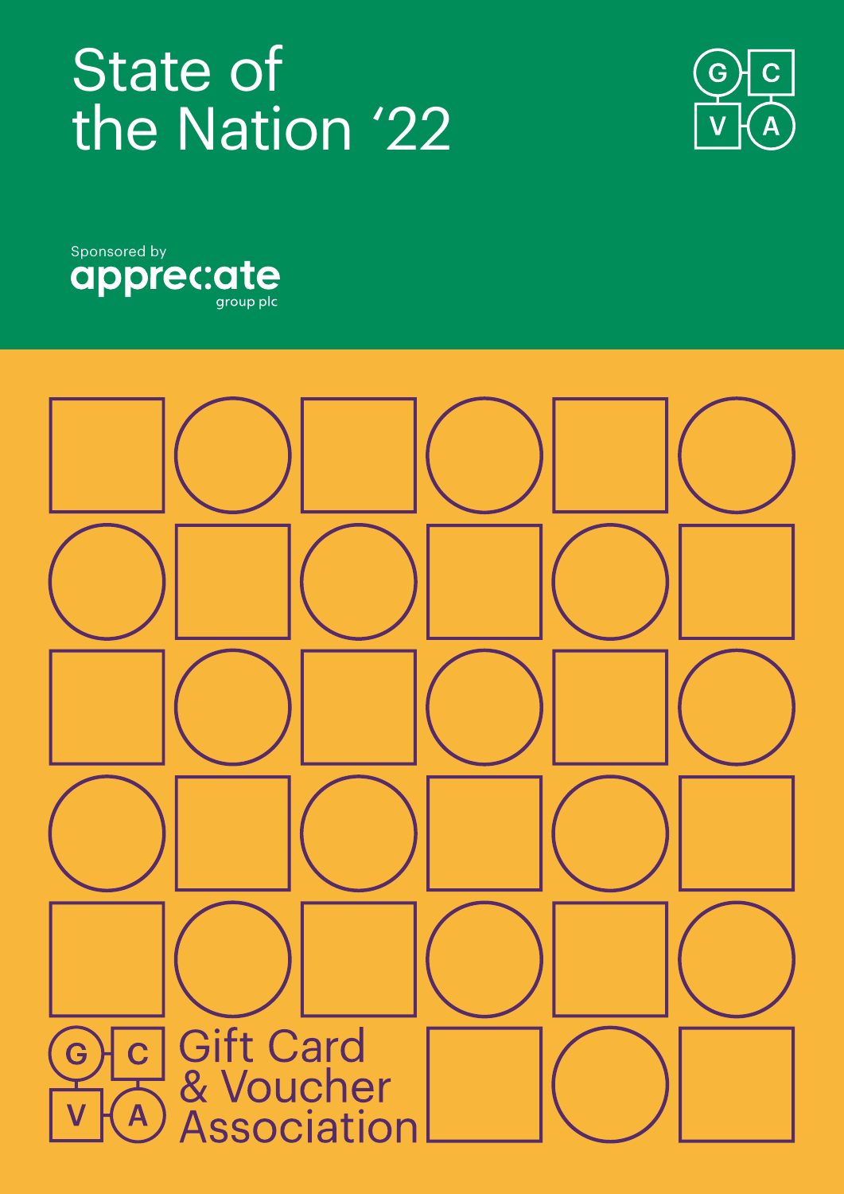# State of the Nation '22

Sponsored by appreciate group plc

Gift Card & Voucher Association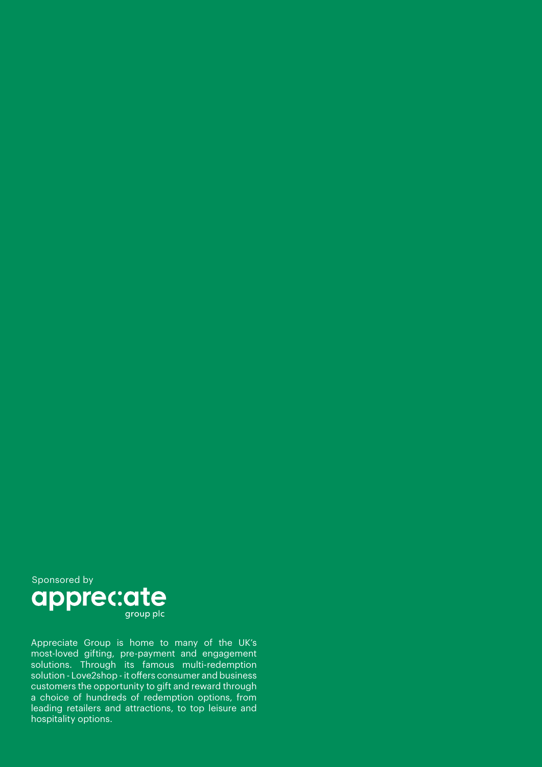Sponsored by

appreciate group plc

Appreciate Group is home to many of the UK's most-loved gifting, pre-payment and engagement solutions. Through its famous multi-redemption solution - Love2shop - it offers consumer and business customers the opportunity to gift and reward through a choice of hundreds of redemption options, from leading retailers and attractions, to top leisure and hospitality options.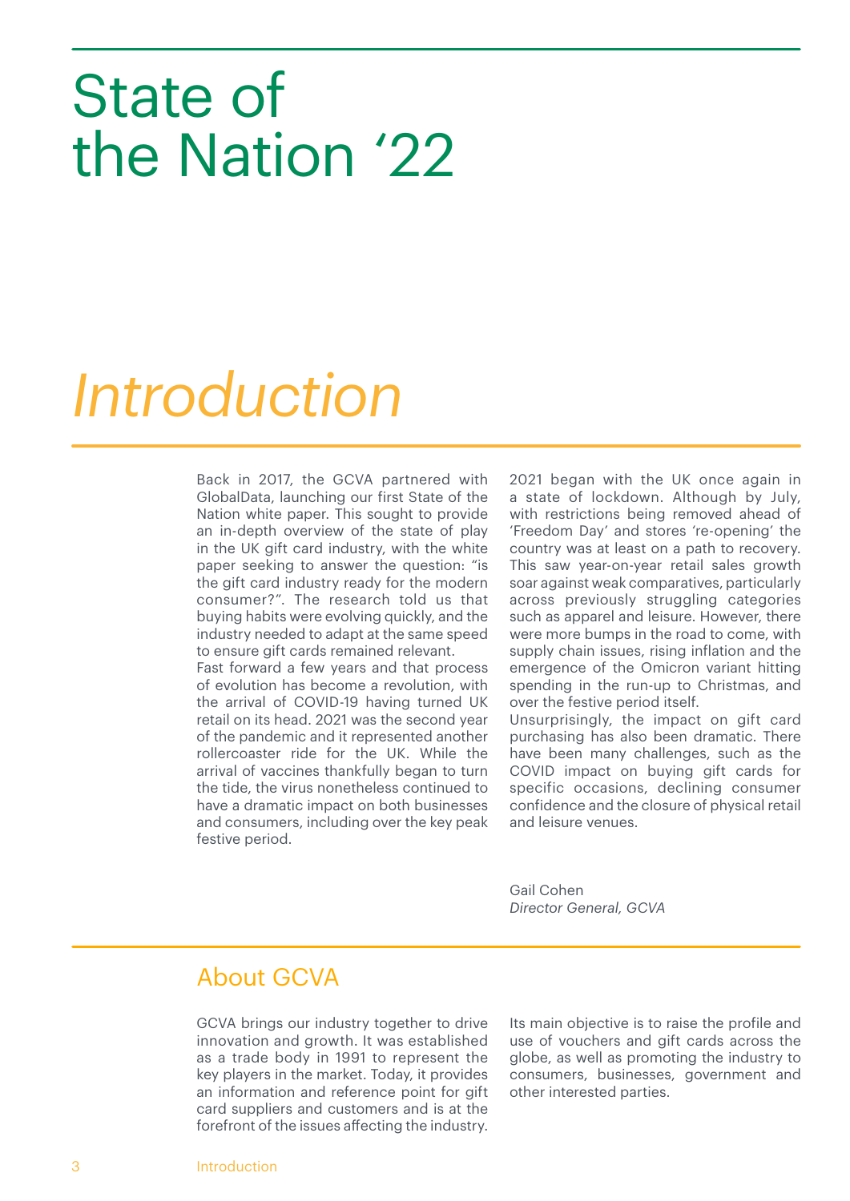# State of the Nation '22

# *Introduction*

Back in 2017, the GCVA partnered with GlobalData, launching our first State of the Nation white paper. This sought to provide an in-depth overview of the state of play in the UK gift card industry, with the white paper seeking to answer the question: "is the gift card industry ready for the modern consumer?". The research told us that buying habits were evolving quickly, and the industry needed to adapt at the same speed to ensure gift cards remained relevant.

Fast forward a few years and that process of evolution has become a revolution, with the arrival of COVID-19 having turned UK retail on its head. 2021 was the second year of the pandemic and it represented another rollercoaster ride for the UK. While the arrival of vaccines thankfully began to turn the tide, the virus nonetheless continued to have a dramatic impact on both businesses and consumers, including over the key peak festive period.

2021 began with the UK once again in a state of lockdown. Although by July, with restrictions being removed ahead of 'Freedom Day' and stores 're-opening' the country was at least on a path to recovery. This saw year-on-year retail sales growth soar against weak comparatives, particularly across previously struggling categories such as apparel and leisure. However, there were more bumps in the road to come, with supply chain issues, rising inflation and the emergence of the Omicron variant hitting spending in the run-up to Christmas, and over the festive period itself.

Unsurprisingly, the impact on gift card purchasing has also been dramatic. There have been many challenges, such as the COVID impact on buying gift cards for specific occasions, declining consumer confidence and the closure of physical retail and leisure venues.

Gail Cohen
*Director General, GCVA*

## About GCVA

GCVA brings our industry together to drive innovation and growth. It was established as a trade body in 1991 to represent the key players in the market. Today, it provides an information and reference point for gift card suppliers and customers and is at the forefront of the issues affecting the industry.

Its main objective is to raise the profile and use of vouchers and gift cards across the globe, as well as promoting the industry to consumers, businesses, government and other interested parties.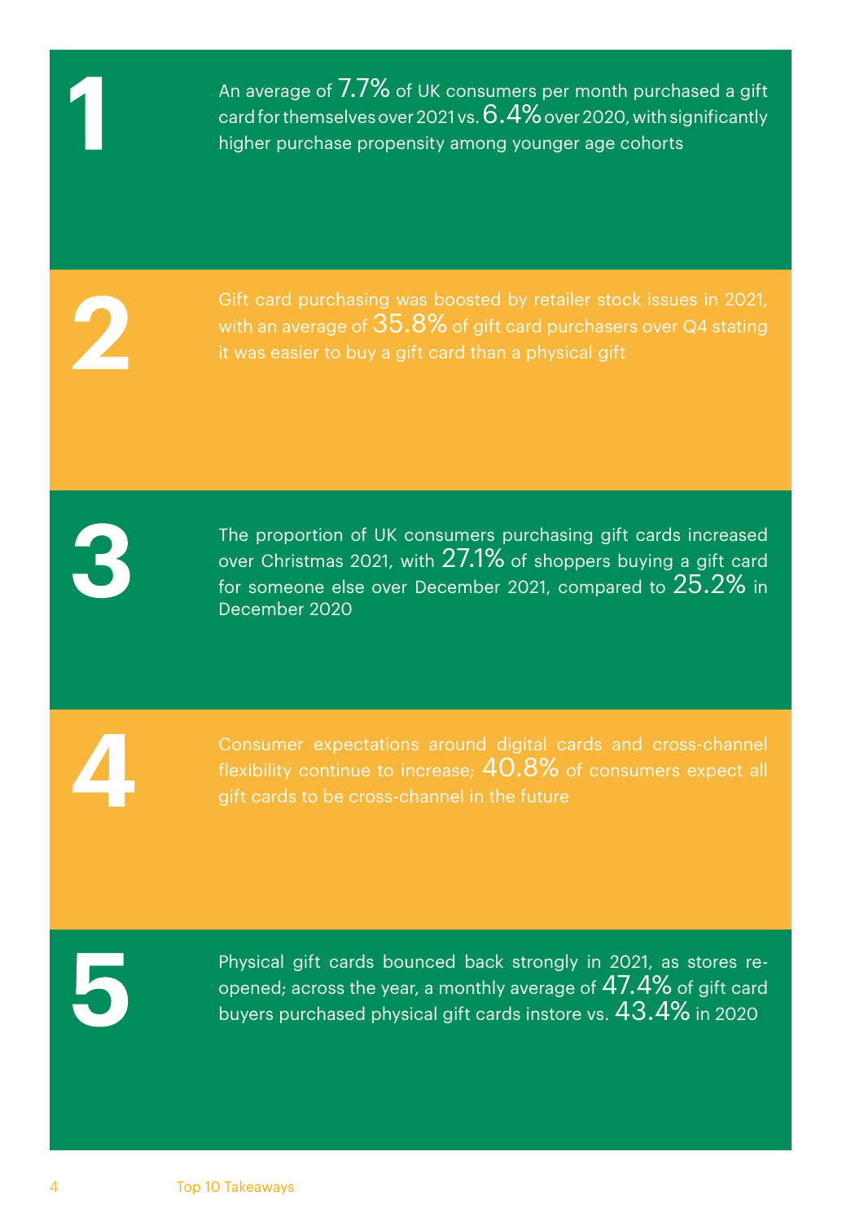**1**

An average of 7.7% of UK consumers per month purchased a gift card for themselves over 2021 vs. 6.4% over 2020, with significantly higher purchase propensity among younger age cohorts

**2**

Gift card purchasing was boosted by retailer stock issues in 2021, with an average of 35.8% of gift card purchasers over Q4 stating it was easier to buy a gift card than a physical gift

**3**

The proportion of UK consumers purchasing gift cards increased over Christmas 2021, with 27.1% of shoppers buying a gift card for someone else over December 2021, compared to 25.2% in December 2020

**4**

Consumer expectations around digital cards and cross-channel flexibility continue to increase; 40.8% of consumers expect all gift cards to be cross-channel in the future

**5**

Physical gift cards bounced back strongly in 2021, as stores re-opened; across the year, a monthly average of 47.4% of gift card buyers purchased physical gift cards instore vs. 43.4% in 2020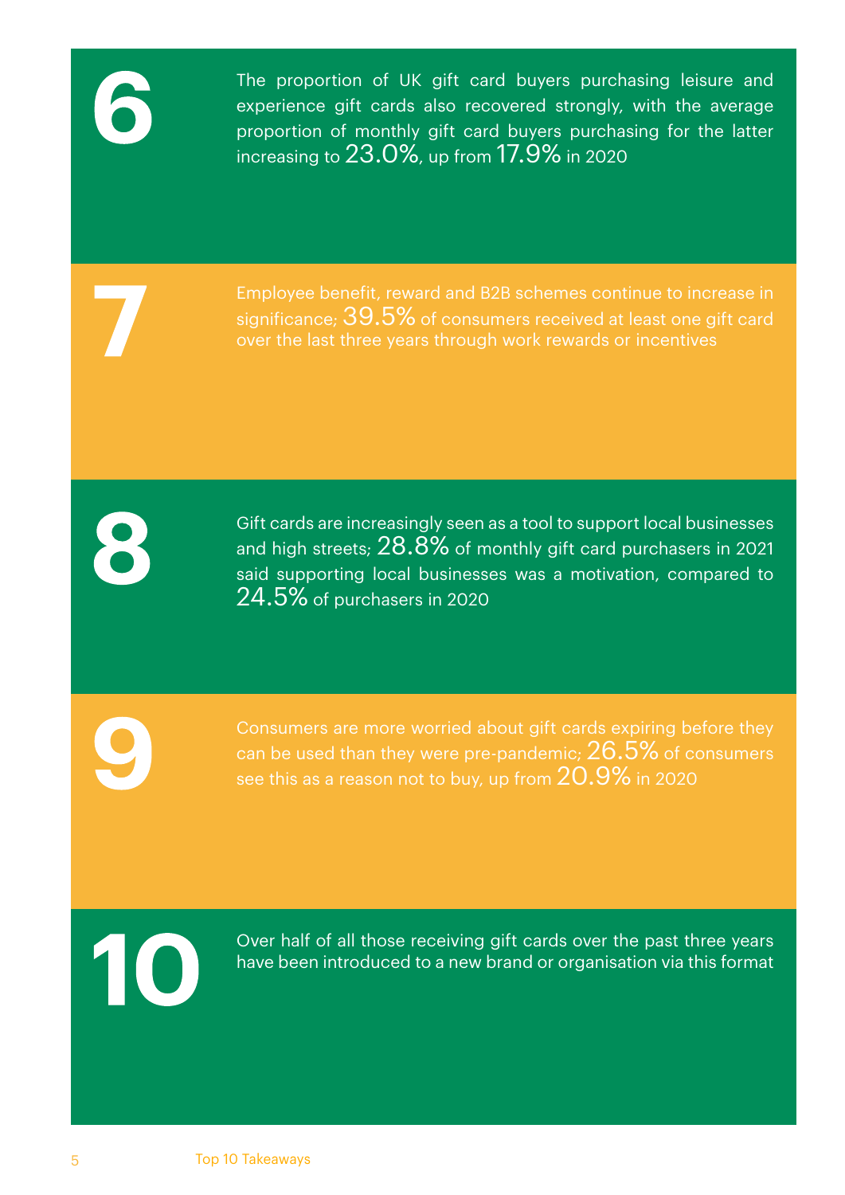**6**

The proportion of UK gift card buyers purchasing leisure and experience gift cards also recovered strongly, with the average proportion of monthly gift card buyers purchasing for the latter increasing to 23.0%, up from 17.9% in 2020

**7**

Employee benefit, reward and B2B schemes continue to increase in significance; 39.5% of consumers received at least one gift card over the last three years through work rewards or incentives

**8**

Gift cards are increasingly seen as a tool to support local businesses and high streets; 28.8% of monthly gift card purchasers in 2021 said supporting local businesses was a motivation, compared to 24.5% of purchasers in 2020

**9**

Consumers are more worried about gift cards expiring before they can be used than they were pre-pandemic; 26.5% of consumers see this as a reason not to buy, up from 20.9% in 2020

**10**

Over half of all those receiving gift cards over the past three years have been introduced to a new brand or organisation via this format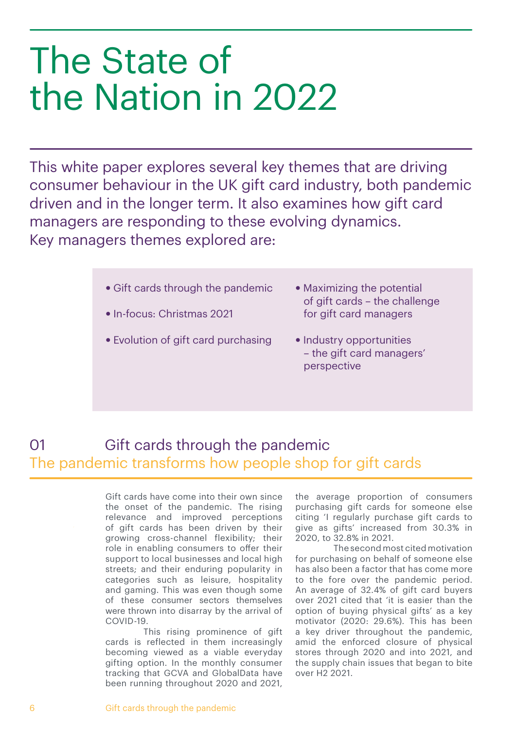# The State of the Nation in 2022

This white paper explores several key themes that are driving consumer behaviour in the UK gift card industry, both pandemic driven and in the longer term. It also examines how gift card managers are responding to these evolving dynamics. Key managers themes explored are:

- Gift cards through the pandemic
- In-focus: Christmas 2021
- Evolution of gift card purchasing
- Maximizing the potential of gift cards – the challenge for gift card managers
- Industry opportunities – the gift card managers' perspective

## 01 Gift cards through the pandemic

### The pandemic transforms how people shop for gift cards

Gift cards have come into their own since the onset of the pandemic. The rising relevance and improved perceptions of gift cards has been driven by their growing cross-channel flexibility; their role in enabling consumers to offer their support to local businesses and local high streets; and their enduring popularity in categories such as leisure, hospitality and gaming. This was even though some of these consumer sectors themselves were thrown into disarray by the arrival of COVID-19.

This rising prominence of gift cards is reflected in them increasingly becoming viewed as a viable everyday gifting option. In the monthly consumer tracking that GCVA and GlobalData have been running throughout 2020 and 2021, the average proportion of consumers purchasing gift cards for someone else citing 'I regularly purchase gift cards to give as gifts' increased from 30.3% in 2020, to 32.8% in 2021.

The second most cited motivation for purchasing on behalf of someone else has also been a factor that has come more to the fore over the pandemic period. An average of 32.4% of gift card buyers over 2021 cited that 'it is easier than the option of buying physical gifts' as a key motivator (2020: 29.6%). This has been a key driver throughout the pandemic, amid the enforced closure of physical stores through 2020 and into 2021, and the supply chain issues that began to bite over H2 2021.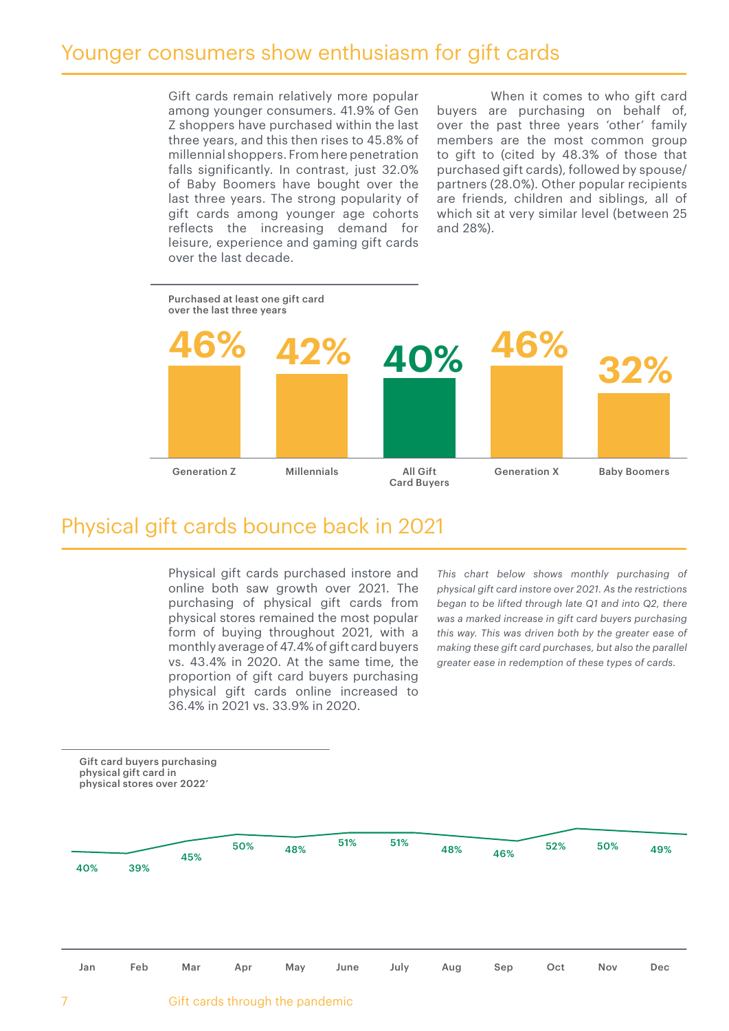## Younger consumers show enthusiasm for gift cards

Gift cards remain relatively more popular among younger consumers. 41.9% of Gen Z shoppers have purchased within the last three years, and this then rises to 45.8% of millennial shoppers. From here penetration falls significantly. In contrast, just 32.0% of Baby Boomers have bought over the last three years. The strong popularity of gift cards among younger age cohorts reflects the increasing demand for leisure, experience and gaming gift cards over the last decade.

When it comes to who gift card buyers are purchasing on behalf of, over the past three years 'other' family members are the most common group to gift to (cited by 48.3% of those that purchased gift cards), followed by spouse/ partners (28.0%). Other popular recipients are friends, children and siblings, all of which sit at very similar level (between 25 and 28%).

**Purchased at least one gift card over the last three years**

| Generation Z | Millennials | All Gift Card Buyers | Generation X | Baby Boomers |
|---|---|---|---|---|
| 46% | 42% | 40% | 46% | 32% |

## Physical gift cards bounce back in 2021

Physical gift cards purchased instore and online both saw growth over 2021. The purchasing of physical gift cards from physical stores remained the most popular form of buying throughout 2021, with a monthly average of 47.4% of gift card buyers vs. 43.4% in 2020. At the same time, the proportion of gift card buyers purchasing physical gift cards online increased to 36.4% in 2021 vs. 33.9% in 2020.

*This chart below shows monthly purchasing of physical gift card instore over 2021. As the restrictions began to be lifted through late Q1 and into Q2, there was a marked increase in gift card buyers purchasing this way. This was driven both by the greater ease of making these gift card purchases, but also the parallel greater ease in redemption of these types of cards.*

**Gift card buyers purchasing physical gift card in physical stores over 2022'**

| Jan | Feb | Mar | Apr | May | June | July | Aug | Sep | Oct | Nov | Dec |
|---|---|---|---|---|---|---|---|---|---|---|---|
| 40% | 39% | 45% | 50% | 48% | 51% | 51% | 48% | 46% | 52% | 50% | 49% |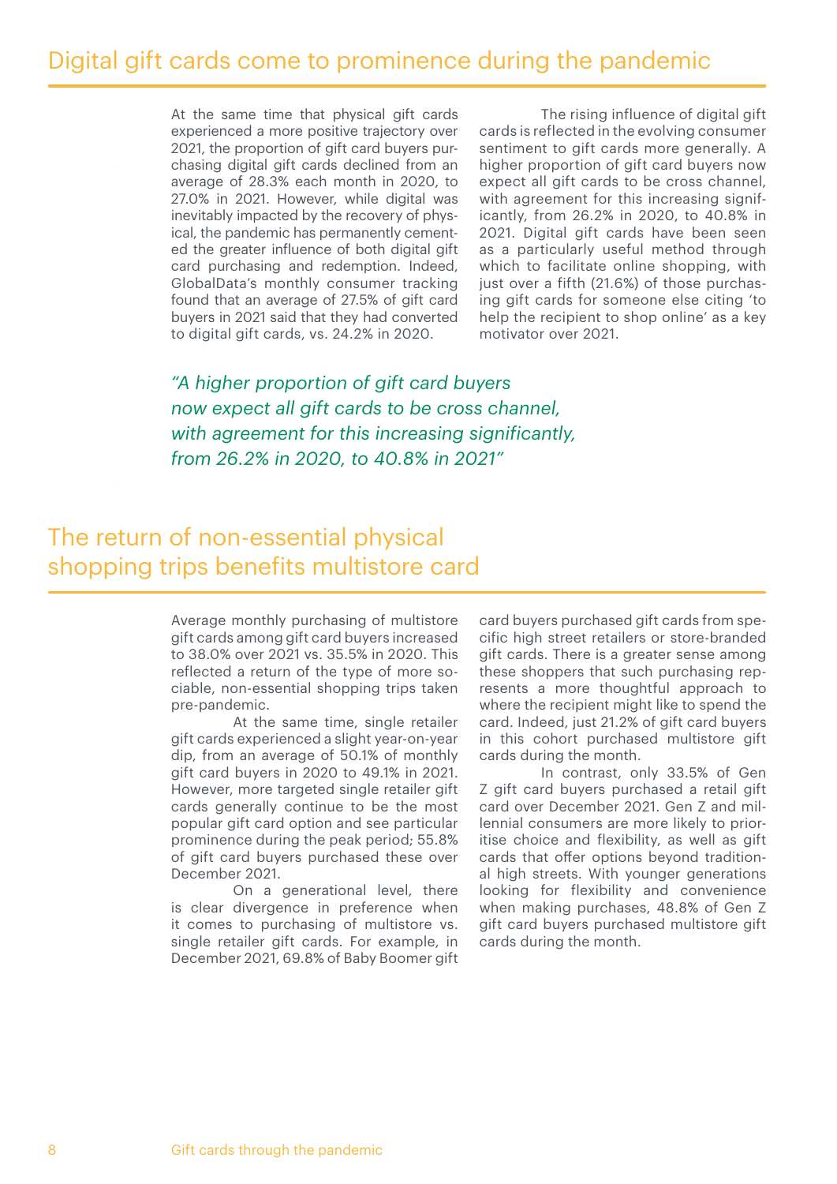## Digital gift cards come to prominence during the pandemic

At the same time that physical gift cards experienced a more positive trajectory over 2021, the proportion of gift card buyers purchasing digital gift cards declined from an average of 28.3% each month in 2020, to 27.0% in 2021. However, while digital was inevitably impacted by the recovery of physical, the pandemic has permanently cemented the greater influence of both digital gift card purchasing and redemption. Indeed, GlobalData's monthly consumer tracking found that an average of 27.5% of gift card buyers in 2021 said that they had converted to digital gift cards, vs. 24.2% in 2020.

The rising influence of digital gift cards is reflected in the evolving consumer sentiment to gift cards more generally. A higher proportion of gift card buyers now expect all gift cards to be cross channel, with agreement for this increasing significantly, from 26.2% in 2020, to 40.8% in 2021. Digital gift cards have been seen as a particularly useful method through which to facilitate online shopping, with just over a fifth (21.6%) of those purchasing gift cards for someone else citing 'to help the recipient to shop online' as a key motivator over 2021.

*"A higher proportion of gift card buyers now expect all gift cards to be cross channel, with agreement for this increasing significantly, from 26.2% in 2020, to 40.8% in 2021"*

## The return of non-essential physical shopping trips benefits multistore card

Average monthly purchasing of multistore gift cards among gift card buyers increased to 38.0% over 2021 vs. 35.5% in 2020. This reflected a return of the type of more sociable, non-essential shopping trips taken pre-pandemic.

At the same time, single retailer gift cards experienced a slight year-on-year dip, from an average of 50.1% of monthly gift card buyers in 2020 to 49.1% in 2021. However, more targeted single retailer gift cards generally continue to be the most popular gift card option and see particular prominence during the peak period; 55.8% of gift card buyers purchased these over December 2021.

On a generational level, there is clear divergence in preference when it comes to purchasing of multistore vs. single retailer gift cards. For example, in December 2021, 69.8% of Baby Boomer gift card buyers purchased gift cards from specific high street retailers or store-branded gift cards. There is a greater sense among these shoppers that such purchasing represents a more thoughtful approach to where the recipient might like to spend the card. Indeed, just 21.2% of gift card buyers in this cohort purchased multistore gift cards during the month.

In contrast, only 33.5% of Gen Z gift card buyers purchased a retail gift card over December 2021. Gen Z and millennial consumers are more likely to prioritise choice and flexibility, as well as gift cards that offer options beyond traditional high streets. With younger generations looking for flexibility and convenience when making purchases, 48.8% of Gen Z gift card buyers purchased multistore gift cards during the month.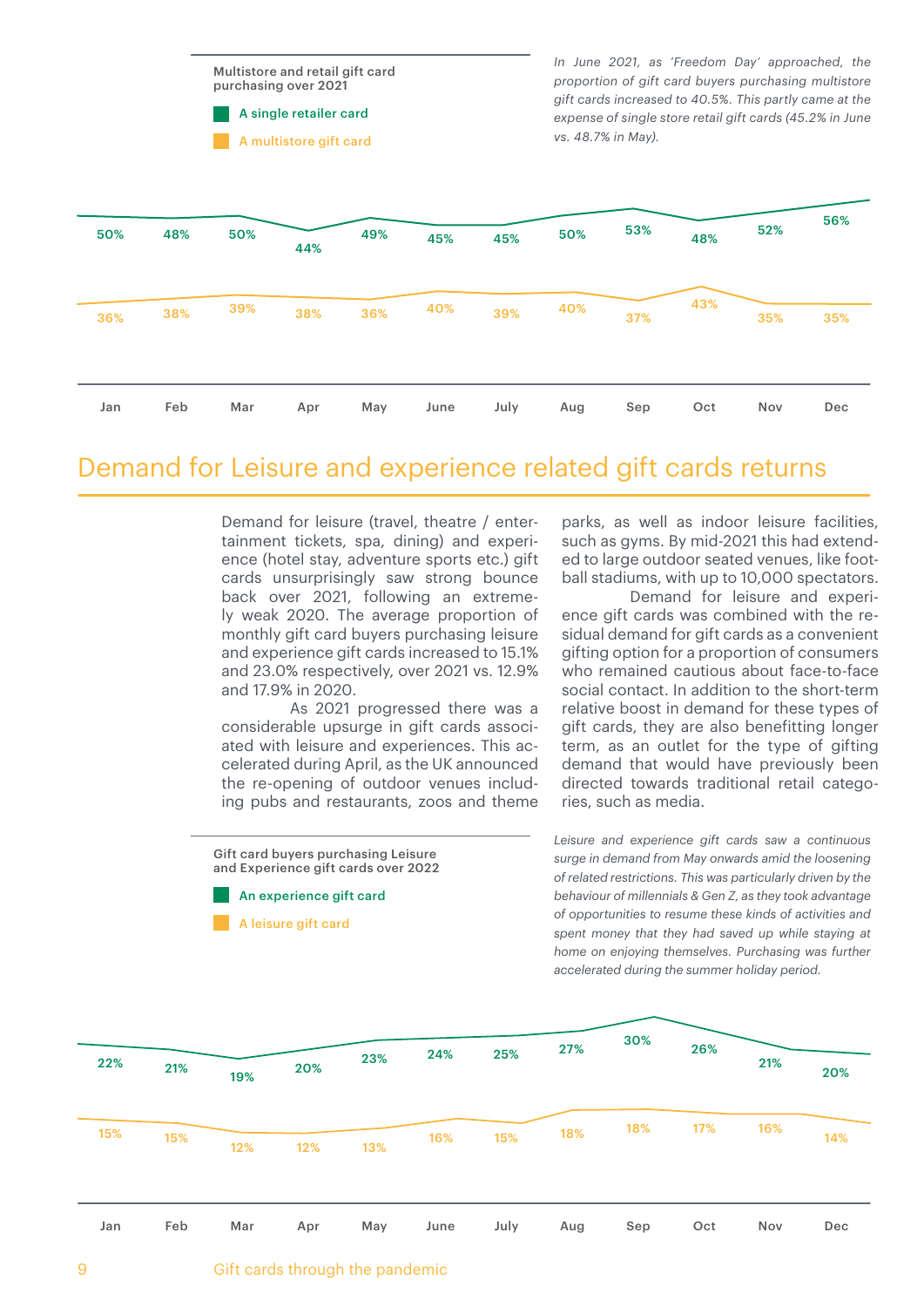**Multistore and retail gift card purchasing over 2021**

| | Jan | Feb | Mar | Apr | May | June | July | Aug | Sep | Oct | Nov | Dec |
|---|---|---|---|---|---|---|---|---|---|---|---|---|
| A single retailer card | 50% | 48% | 50% | 44% | 49% | 45% | 45% | 50% | 53% | 48% | 52% | 56% |
| A multistore gift card | 36% | 38% | 39% | 38% | 36% | 40% | 39% | 40% | 37% | 43% | 35% | 35% |

*In June 2021, as 'Freedom Day' approached, the proportion of gift card buyers purchasing multistore gift cards increased to 40.5%. This partly came at the expense of single store retail gift cards (45.2% in June vs. 48.7% in May).*

# Demand for Leisure and experience related gift cards returns

Demand for leisure (travel, theatre / entertainment tickets, spa, dining) and experience (hotel stay, adventure sports etc.) gift cards unsurprisingly saw strong bounce back over 2021, following an extremely weak 2020. The average proportion of monthly gift card buyers purchasing leisure and experience gift cards increased to 15.1% and 23.0% respectively, over 2021 vs. 12.9% and 17.9% in 2020.

As 2021 progressed there was a considerable upsurge in gift cards associated with leisure and experiences. This accelerated during April, as the UK announced the re-opening of outdoor venues including pubs and restaurants, zoos and theme parks, as well as indoor leisure facilities, such as gyms. By mid-2021 this had extended to large outdoor seated venues, like football stadiums, with up to 10,000 spectators.

Demand for leisure and experience gift cards was combined with the residual demand for gift cards as a convenient gifting option for a proportion of consumers who remained cautious about face-to-face social contact. In addition to the short-term relative boost in demand for these types of gift cards, they are also benefitting longer term, as an outlet for the type of gifting demand that would have previously been directed towards traditional retail categories, such as media.

**Gift card buyers purchasing Leisure and Experience gift cards over 2022**

| | Jan | Feb | Mar | Apr | May | June | July | Aug | Sep | Oct | Nov | Dec |
|---|---|---|---|---|---|---|---|---|---|---|---|---|
| An experience gift card | 22% | 21% | 19% | 20% | 23% | 24% | 25% | 27% | 30% | 26% | 21% | 20% |
| A leisure gift card | 15% | 15% | 12% | 12% | 13% | 16% | 15% | 18% | 18% | 17% | 16% | 14% |

*Leisure and experience gift cards saw a continuous surge in demand from May onwards amid the loosening of related restrictions. This was particularly driven by the behaviour of millennials & Gen Z, as they took advantage of opportunities to resume these kinds of activities and spent money that they had saved up while staying at home on enjoying themselves. Purchasing was further accelerated during the summer holiday period.*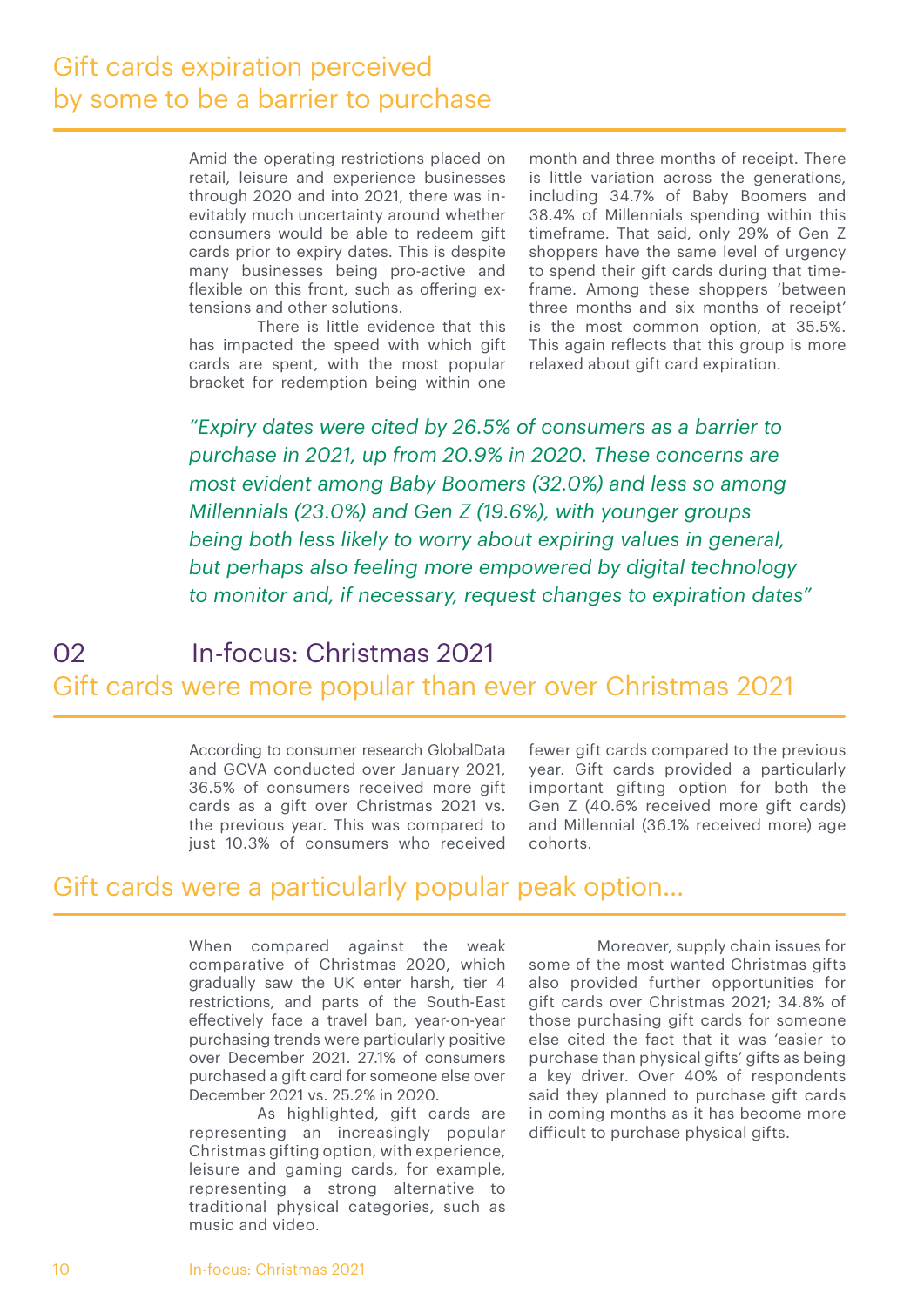## Gift cards expiration perceived by some to be a barrier to purchase

Amid the operating restrictions placed on retail, leisure and experience businesses through 2020 and into 2021, there was inevitably much uncertainty around whether consumers would be able to redeem gift cards prior to expiry dates. This is despite many businesses being pro-active and flexible on this front, such as offering extensions and other solutions.

There is little evidence that this has impacted the speed with which gift cards are spent, with the most popular bracket for redemption being within one month and three months of receipt. There is little variation across the generations, including 34.7% of Baby Boomers and 38.4% of Millennials spending within this timeframe. That said, only 29% of Gen Z shoppers have the same level of urgency to spend their gift cards during that timeframe. Among these shoppers 'between three months and six months of receipt' is the most common option, at 35.5%. This again reflects that this group is more relaxed about gift card expiration.

*"Expiry dates were cited by 26.5% of consumers as a barrier to purchase in 2021, up from 20.9% in 2020. These concerns are most evident among Baby Boomers (32.0%) and less so among Millennials (23.0%) and Gen Z (19.6%), with younger groups being both less likely to worry about expiring values in general, but perhaps also feeling more empowered by digital technology to monitor and, if necessary, request changes to expiration dates"*

# 02 In-focus: Christmas 2021

## Gift cards were more popular than ever over Christmas 2021

According to consumer research GlobalData and GCVA conducted over January 2021, 36.5% of consumers received more gift cards as a gift over Christmas 2021 vs. the previous year. This was compared to just 10.3% of consumers who received fewer gift cards compared to the previous year. Gift cards provided a particularly important gifting option for both the Gen Z (40.6% received more gift cards) and Millennial (36.1% received more) age cohorts.

## Gift cards were a particularly popular peak option...

When compared against the weak comparative of Christmas 2020, which gradually saw the UK enter harsh, tier 4 restrictions, and parts of the South-East effectively face a travel ban, year-on-year purchasing trends were particularly positive over December 2021. 27.1% of consumers purchased a gift card for someone else over December 2021 vs. 25.2% in 2020.

As highlighted, gift cards are representing an increasingly popular Christmas gifting option, with experience, leisure and gaming cards, for example, representing a strong alternative to traditional physical categories, such as music and video.

Moreover, supply chain issues for some of the most wanted Christmas gifts also provided further opportunities for gift cards over Christmas 2021; 34.8% of those purchasing gift cards for someone else cited the fact that it was 'easier to purchase than physical gifts' gifts as being a key driver. Over 40% of respondents said they planned to purchase gift cards in coming months as it has become more difficult to purchase physical gifts.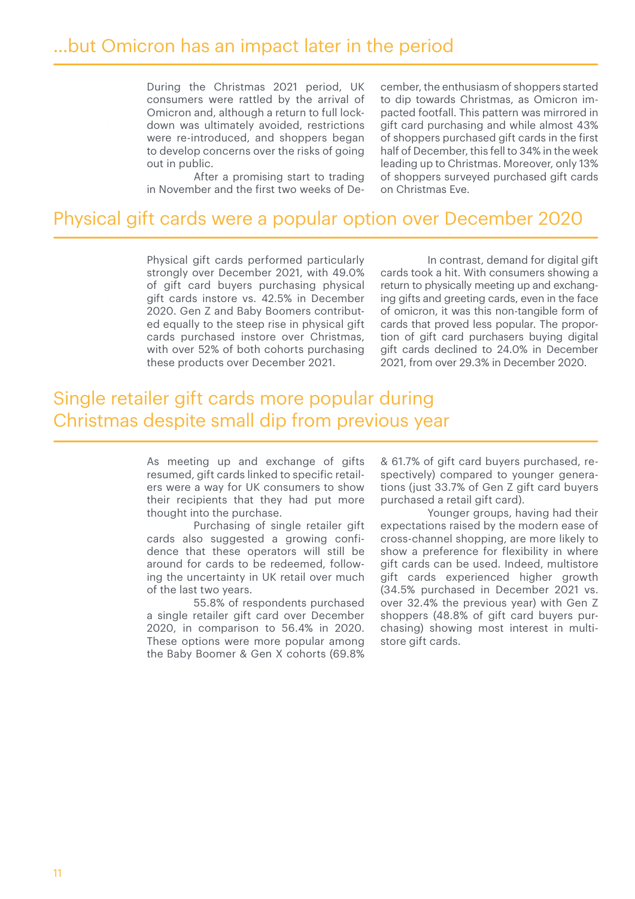## ...but Omicron has an impact later in the period

During the Christmas 2021 period, UK consumers were rattled by the arrival of Omicron and, although a return to full lockdown was ultimately avoided, restrictions were re-introduced, and shoppers began to develop concerns over the risks of going out in public.

After a promising start to trading in November and the first two weeks of December, the enthusiasm of shoppers started to dip towards Christmas, as Omicron impacted footfall. This pattern was mirrored in gift card purchasing and while almost 43% of shoppers purchased gift cards in the first half of December, this fell to 34% in the week leading up to Christmas. Moreover, only 13% of shoppers surveyed purchased gift cards on Christmas Eve.

## Physical gift cards were a popular option over December 2020

Physical gift cards performed particularly strongly over December 2021, with 49.0% of gift card buyers purchasing physical gift cards instore vs. 42.5% in December 2020. Gen Z and Baby Boomers contributed equally to the steep rise in physical gift cards purchased instore over Christmas, with over 52% of both cohorts purchasing these products over December 2021.

In contrast, demand for digital gift cards took a hit. With consumers showing a return to physically meeting up and exchanging gifts and greeting cards, even in the face of omicron, it was this non-tangible form of cards that proved less popular. The proportion of gift card purchasers buying digital gift cards declined to 24.0% in December 2021, from over 29.3% in December 2020.

## Single retailer gift cards more popular during Christmas despite small dip from previous year

As meeting up and exchange of gifts resumed, gift cards linked to specific retailers were a way for UK consumers to show their recipients that they had put more thought into the purchase.

Purchasing of single retailer gift cards also suggested a growing confidence that these operators will still be around for cards to be redeemed, following the uncertainty in UK retail over much of the last two years.

55.8% of respondents purchased a single retailer gift card over December 2020, in comparison to 56.4% in 2020. These options were more popular among the Baby Boomer & Gen X cohorts (69.8% & 61.7% of gift card buyers purchased, respectively) compared to younger generations (just 33.7% of Gen Z gift card buyers purchased a retail gift card).

Younger groups, having had their expectations raised by the modern ease of cross-channel shopping, are more likely to show a preference for flexibility in where gift cards can be used. Indeed, multistore gift cards experienced higher growth (34.5% purchased in December 2021 vs. over 32.4% the previous year) with Gen Z shoppers (48.8% of gift card buyers purchasing) showing most interest in multistore gift cards.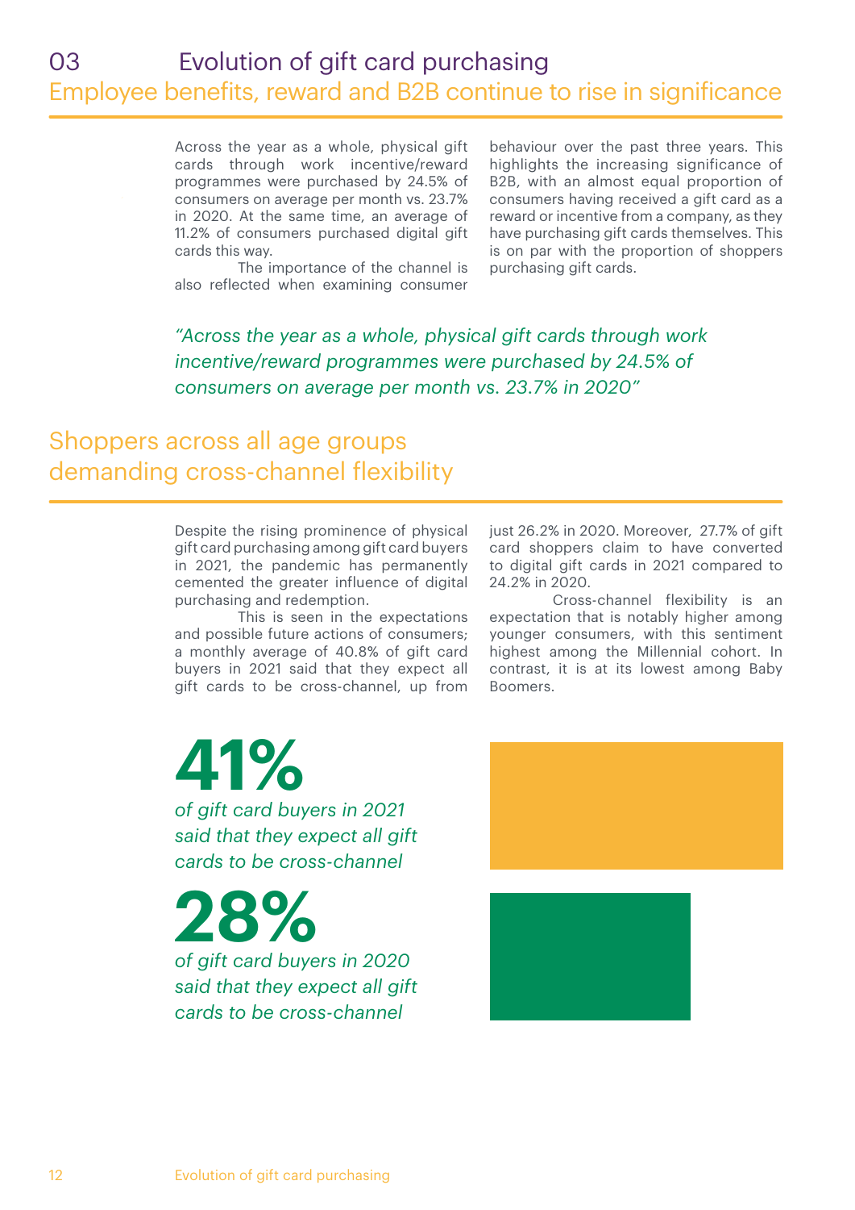# 03 Evolution of gift card purchasing

## Employee benefits, reward and B2B continue to rise in significance

Across the year as a whole, physical gift cards through work incentive/reward programmes were purchased by 24.5% of consumers on average per month vs. 23.7% in 2020. At the same time, an average of 11.2% of consumers purchased digital gift cards this way.

The importance of the channel is also reflected when examining consumer behaviour over the past three years. This highlights the increasing significance of B2B, with an almost equal proportion of consumers having received a gift card as a reward or incentive from a company, as they have purchasing gift cards themselves. This is on par with the proportion of shoppers purchasing gift cards.

*"Across the year as a whole, physical gift cards through work incentive/reward programmes were purchased by 24.5% of consumers on average per month vs. 23.7% in 2020"*

## Shoppers across all age groups demanding cross-channel flexibility

Despite the rising prominence of physical gift card purchasing among gift card buyers in 2021, the pandemic has permanently cemented the greater influence of digital purchasing and redemption.

This is seen in the expectations and possible future actions of consumers; a monthly average of 40.8% of gift card buyers in 2021 said that they expect all gift cards to be cross-channel, up from just 26.2% in 2020. Moreover, 27.7% of gift card shoppers claim to have converted to digital gift cards in 2021 compared to 24.2% in 2020.

Cross-channel flexibility is an expectation that is notably higher among younger consumers, with this sentiment highest among the Millennial cohort. In contrast, it is at its lowest among Baby Boomers.

**41%**

*of gift card buyers in 2021 said that they expect all gift cards to be cross-channel*

**28%**

*of gift card buyers in 2020 said that they expect all gift cards to be cross-channel*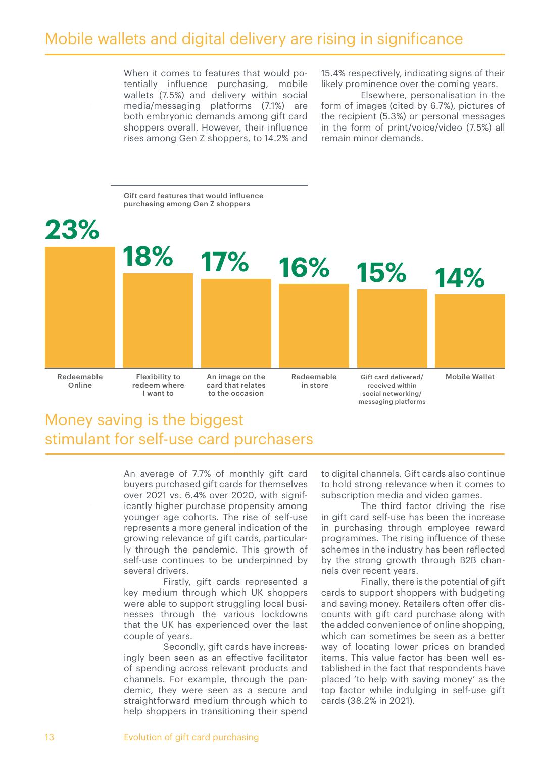# Mobile wallets and digital delivery are rising in significance

When it comes to features that would potentially influence purchasing, mobile wallets (7.5%) and delivery within social media/messaging platforms (7.1%) are both embryonic demands among gift card shoppers overall. However, their influence rises among Gen Z shoppers, to 14.2% and 15.4% respectively, indicating signs of their likely prominence over the coming years.

Elsewhere, personalisation in the form of images (cited by 6.7%), pictures of the recipient (5.3%) or personal messages in the form of print/voice/video (7.5%) all remain minor demands.

**Gift card features that would influence purchasing among Gen Z shoppers**

| Feature | % |
|---|---|
| Redeemable Online | 23% |
| Flexibility to redeem where I want to | 18% |
| An image on the card that relates to the occasion | 17% |
| Redeemable in store | 16% |
| Gift card delivered/ received within social networking/ messaging platforms | 15% |
| Mobile Wallet | 14% |

# Money saving is the biggest stimulant for self-use card purchasers

An average of 7.7% of monthly gift card buyers purchased gift cards for themselves over 2021 vs. 6.4% over 2020, with significantly higher purchase propensity among younger age cohorts. The rise of self-use represents a more general indication of the growing relevance of gift cards, particularly through the pandemic. This growth of self-use continues to be underpinned by several drivers.

Firstly, gift cards represented a key medium through which UK shoppers were able to support struggling local businesses through the various lockdowns that the UK has experienced over the last couple of years.

Secondly, gift cards have increasingly been seen as an effective facilitator of spending across relevant products and channels. For example, through the pandemic, they were seen as a secure and straightforward medium through which to help shoppers in transitioning their spend to digital channels. Gift cards also continue to hold strong relevance when it comes to subscription media and video games.

The third factor driving the rise in gift card self-use has been the increase in purchasing through employee reward programmes. The rising influence of these schemes in the industry has been reflected by the strong growth through B2B channels over recent years.

Finally, there is the potential of gift cards to support shoppers with budgeting and saving money. Retailers often offer discounts with gift card purchase along with the added convenience of online shopping, which can sometimes be seen as a better way of locating lower prices on branded items. This value factor has been well established in the fact that respondents have placed 'to help with saving money' as the top factor while indulging in self-use gift cards (38.2% in 2021).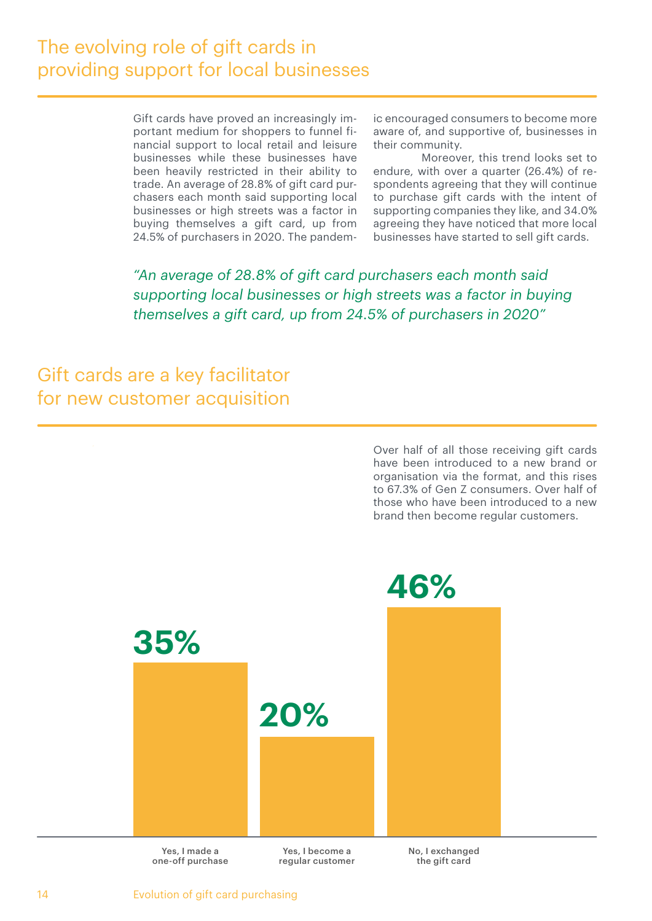## The evolving role of gift cards in providing support for local businesses

Gift cards have proved an increasingly important medium for shoppers to funnel financial support to local retail and leisure businesses while these businesses have been heavily restricted in their ability to trade. An average of 28.8% of gift card purchasers each month said supporting local businesses or high streets was a factor in buying themselves a gift card, up from 24.5% of purchasers in 2020. The pandemic encouraged consumers to become more aware of, and supportive of, businesses in their community.

Moreover, this trend looks set to endure, with over a quarter (26.4%) of respondents agreeing that they will continue to purchase gift cards with the intent of supporting companies they like, and 34.0% agreeing they have noticed that more local businesses have started to sell gift cards.

*"An average of 28.8% of gift card purchasers each month said supporting local businesses or high streets was a factor in buying themselves a gift card, up from 24.5% of purchasers in 2020"*

## Gift cards are a key facilitator for new customer acquisition

Over half of all those receiving gift cards have been introduced to a new brand or organisation via the format, and this rises to 67.3% of Gen Z consumers. Over half of those who have been introduced to a new brand then become regular customers.

| Response | Share |
|---|---|
| Yes, I made a one-off purchase | 35% |
| Yes, I become a regular customer | 20% |
| No, I exchanged the gift card | 46% |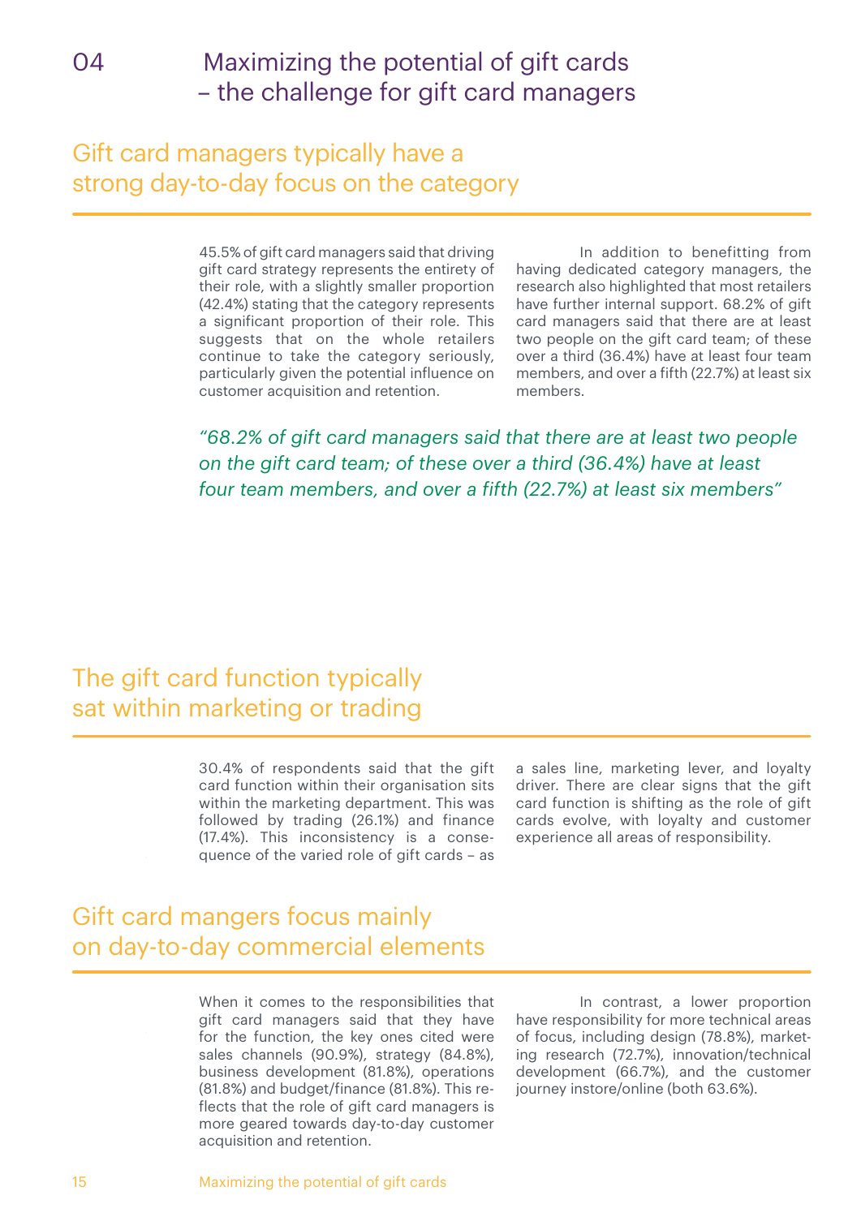# 04 Maximizing the potential of gift cards – the challenge for gift card managers

## Gift card managers typically have a strong day-to-day focus on the category

45.5% of gift card managers said that driving gift card strategy represents the entirety of their role, with a slightly smaller proportion (42.4%) stating that the category represents a significant proportion of their role. This suggests that on the whole retailers continue to take the category seriously, particularly given the potential influence on customer acquisition and retention.

In addition to benefitting from having dedicated category managers, the research also highlighted that most retailers have further internal support. 68.2% of gift card managers said that there are at least two people on the gift card team; of these over a third (36.4%) have at least four team members, and over a fifth (22.7%) at least six members.

*"68.2% of gift card managers said that there are at least two people on the gift card team; of these over a third (36.4%) have at least four team members, and over a fifth (22.7%) at least six members"*

## The gift card function typically sat within marketing or trading

30.4% of respondents said that the gift card function within their organisation sits within the marketing department. This was followed by trading (26.1%) and finance (17.4%). This inconsistency is a consequence of the varied role of gift cards – as a sales line, marketing lever, and loyalty driver. There are clear signs that the gift card function is shifting as the role of gift cards evolve, with loyalty and customer experience all areas of responsibility.

## Gift card mangers focus mainly on day-to-day commercial elements

When it comes to the responsibilities that gift card managers said that they have for the function, the key ones cited were sales channels (90.9%), strategy (84.8%), business development (81.8%), operations (81.8%) and budget/finance (81.8%). This reflects that the role of gift card managers is more geared towards day-to-day customer acquisition and retention.

In contrast, a lower proportion have responsibility for more technical areas of focus, including design (78.8%), marketing research (72.7%), innovation/technical development (66.7%), and the customer journey instore/online (both 63.6%).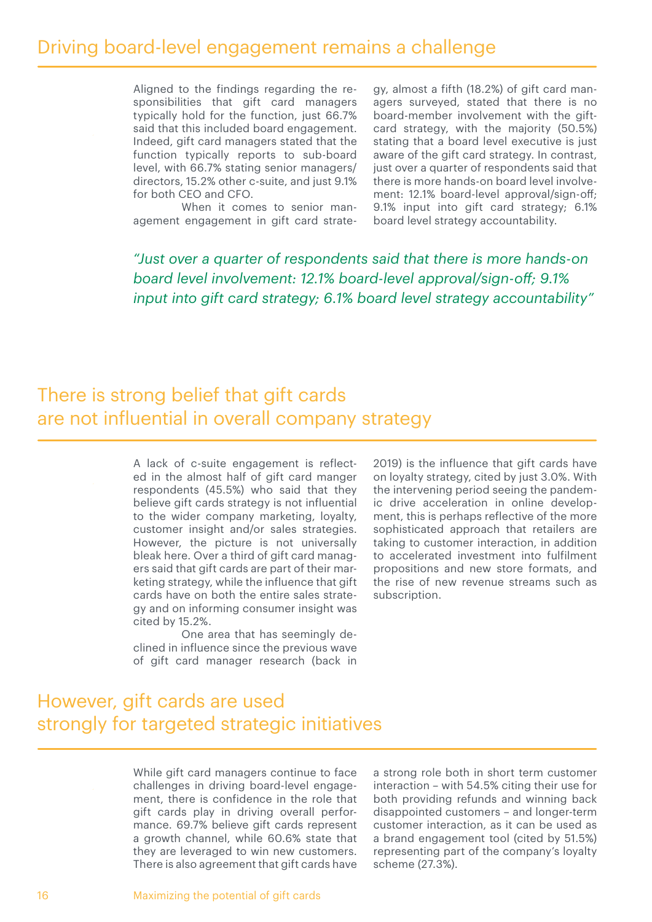## Driving board-level engagement remains a challenge

Aligned to the findings regarding the responsibilities that gift card managers typically hold for the function, just 66.7% said that this included board engagement. Indeed, gift card managers stated that the function typically reports to sub-board level, with 66.7% stating senior managers/ directors, 15.2% other c-suite, and just 9.1% for both CEO and CFO.

When it comes to senior management engagement in gift card strategy, almost a fifth (18.2%) of gift card managers surveyed, stated that there is no board-member involvement with the gift-card strategy, with the majority (50.5%) stating that a board level executive is just aware of the gift card strategy. In contrast, just over a quarter of respondents said that there is more hands-on board level involvement: 12.1% board-level approval/sign-off; 9.1% input into gift card strategy; 6.1% board level strategy accountability.

*"Just over a quarter of respondents said that there is more hands-on board level involvement: 12.1% board-level approval/sign-off; 9.1% input into gift card strategy; 6.1% board level strategy accountability"*

## There is strong belief that gift cards are not influential in overall company strategy

A lack of c-suite engagement is reflected in the almost half of gift card manger respondents (45.5%) who said that they believe gift cards strategy is not influential to the wider company marketing, loyalty, customer insight and/or sales strategies. However, the picture is not universally bleak here. Over a third of gift card managers said that gift cards are part of their marketing strategy, while the influence that gift cards have on both the entire sales strategy and on informing consumer insight was cited by 15.2%.

One area that has seemingly declined in influence since the previous wave of gift card manager research (back in 2019) is the influence that gift cards have on loyalty strategy, cited by just 3.0%. With the intervening period seeing the pandemic drive acceleration in online development, this is perhaps reflective of the more sophisticated approach that retailers are taking to customer interaction, in addition to accelerated investment into fulfilment propositions and new store formats, and the rise of new revenue streams such as subscription.

## However, gift cards are used strongly for targeted strategic initiatives

While gift card managers continue to face challenges in driving board-level engagement, there is confidence in the role that gift cards play in driving overall performance. 69.7% believe gift cards represent a growth channel, while 60.6% state that they are leveraged to win new customers. There is also agreement that gift cards have a strong role both in short term customer interaction – with 54.5% citing their use for both providing refunds and winning back disappointed customers – and longer-term customer interaction, as it can be used as a brand engagement tool (cited by 51.5%) representing part of the company's loyalty scheme (27.3%).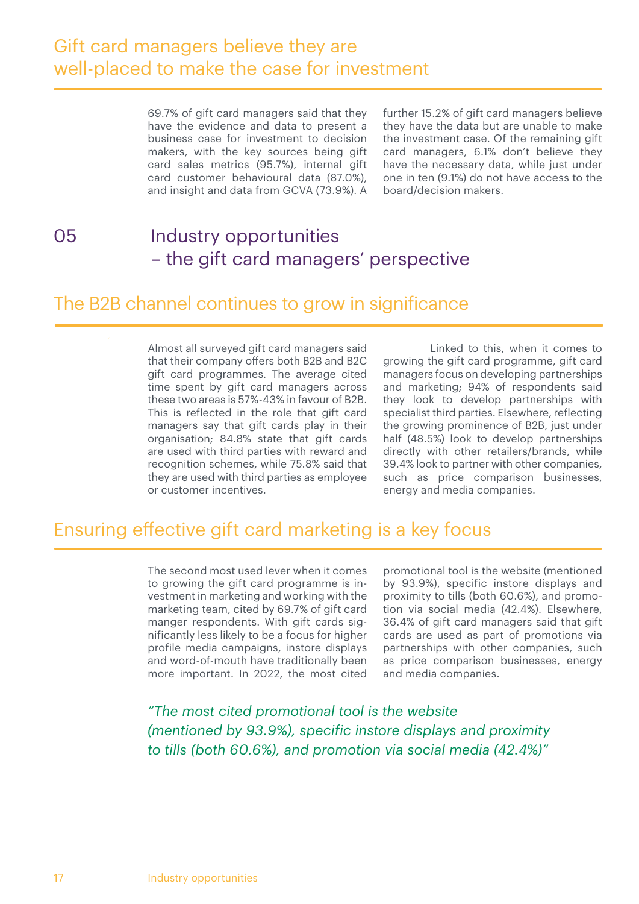## Gift card managers believe they are well-placed to make the case for investment

69.7% of gift card managers said that they have the evidence and data to present a business case for investment to decision makers, with the key sources being gift card sales metrics (95.7%), internal gift card customer behavioural data (87.0%), and insight and data from GCVA (73.9%). A further 15.2% of gift card managers believe they have the data but are unable to make the investment case. Of the remaining gift card managers, 6.1% don't believe they have the necessary data, while just under one in ten (9.1%) do not have access to the board/decision makers.

# 05 Industry opportunities – the gift card managers' perspective

## The B2B channel continues to grow in significance

Almost all surveyed gift card managers said that their company offers both B2B and B2C gift card programmes. The average cited time spent by gift card managers across these two areas is 57%-43% in favour of B2B. This is reflected in the role that gift card managers say that gift cards play in their organisation; 84.8% state that gift cards are used with third parties with reward and recognition schemes, while 75.8% said that they are used with third parties as employee or customer incentives.

Linked to this, when it comes to growing the gift card programme, gift card managers focus on developing partnerships and marketing; 94% of respondents said they look to develop partnerships with specialist third parties. Elsewhere, reflecting the growing prominence of B2B, just under half (48.5%) look to develop partnerships directly with other retailers/brands, while 39.4% look to partner with other companies, such as price comparison businesses, energy and media companies.

## Ensuring effective gift card marketing is a key focus

The second most used lever when it comes to growing the gift card programme is investment in marketing and working with the marketing team, cited by 69.7% of gift card manger respondents. With gift cards significantly less likely to be a focus for higher profile media campaigns, instore displays and word-of-mouth have traditionally been more important. In 2022, the most cited promotional tool is the website (mentioned by 93.9%), specific instore displays and proximity to tills (both 60.6%), and promotion via social media (42.4%). Elsewhere, 36.4% of gift card managers said that gift cards are used as part of promotions via partnerships with other companies, such as price comparison businesses, energy and media companies.

*"The most cited promotional tool is the website (mentioned by 93.9%), specific instore displays and proximity to tills (both 60.6%), and promotion via social media (42.4%)"*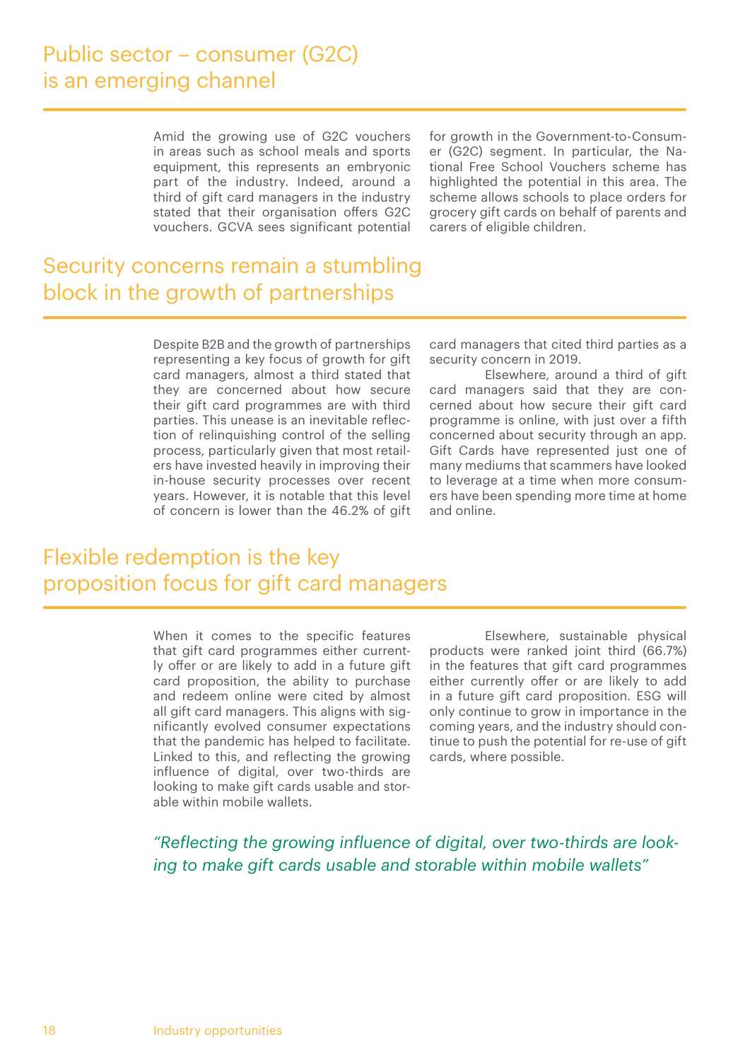## Public sector – consumer (G2C) is an emerging channel

Amid the growing use of G2C vouchers in areas such as school meals and sports equipment, this represents an embryonic part of the industry. Indeed, around a third of gift card managers in the industry stated that their organisation offers G2C vouchers. GCVA sees significant potential for growth in the Government-to-Consumer (G2C) segment. In particular, the National Free School Vouchers scheme has highlighted the potential in this area. The scheme allows schools to place orders for grocery gift cards on behalf of parents and carers of eligible children.

## Security concerns remain a stumbling block in the growth of partnerships

Despite B2B and the growth of partnerships representing a key focus of growth for gift card managers, almost a third stated that they are concerned about how secure their gift card programmes are with third parties. This unease is an inevitable reflection of relinquishing control of the selling process, particularly given that most retailers have invested heavily in improving their in-house security processes over recent years. However, it is notable that this level of concern is lower than the 46.2% of gift card managers that cited third parties as a security concern in 2019.

Elsewhere, around a third of gift card managers said that they are concerned about how secure their gift card programme is online, with just over a fifth concerned about security through an app. Gift Cards have represented just one of many mediums that scammers have looked to leverage at a time when more consumers have been spending more time at home and online.

## Flexible redemption is the key proposition focus for gift card managers

When it comes to the specific features that gift card programmes either currently offer or are likely to add in a future gift card proposition, the ability to purchase and redeem online were cited by almost all gift card managers. This aligns with significantly evolved consumer expectations that the pandemic has helped to facilitate. Linked to this, and reflecting the growing influence of digital, over two-thirds are looking to make gift cards usable and storable within mobile wallets.

Elsewhere, sustainable physical products were ranked joint third (66.7%) in the features that gift card programmes either currently offer or are likely to add in a future gift card proposition. ESG will only continue to grow in importance in the coming years, and the industry should continue to push the potential for re-use of gift cards, where possible.

*"Reflecting the growing influence of digital, over two-thirds are looking to make gift cards usable and storable within mobile wallets"*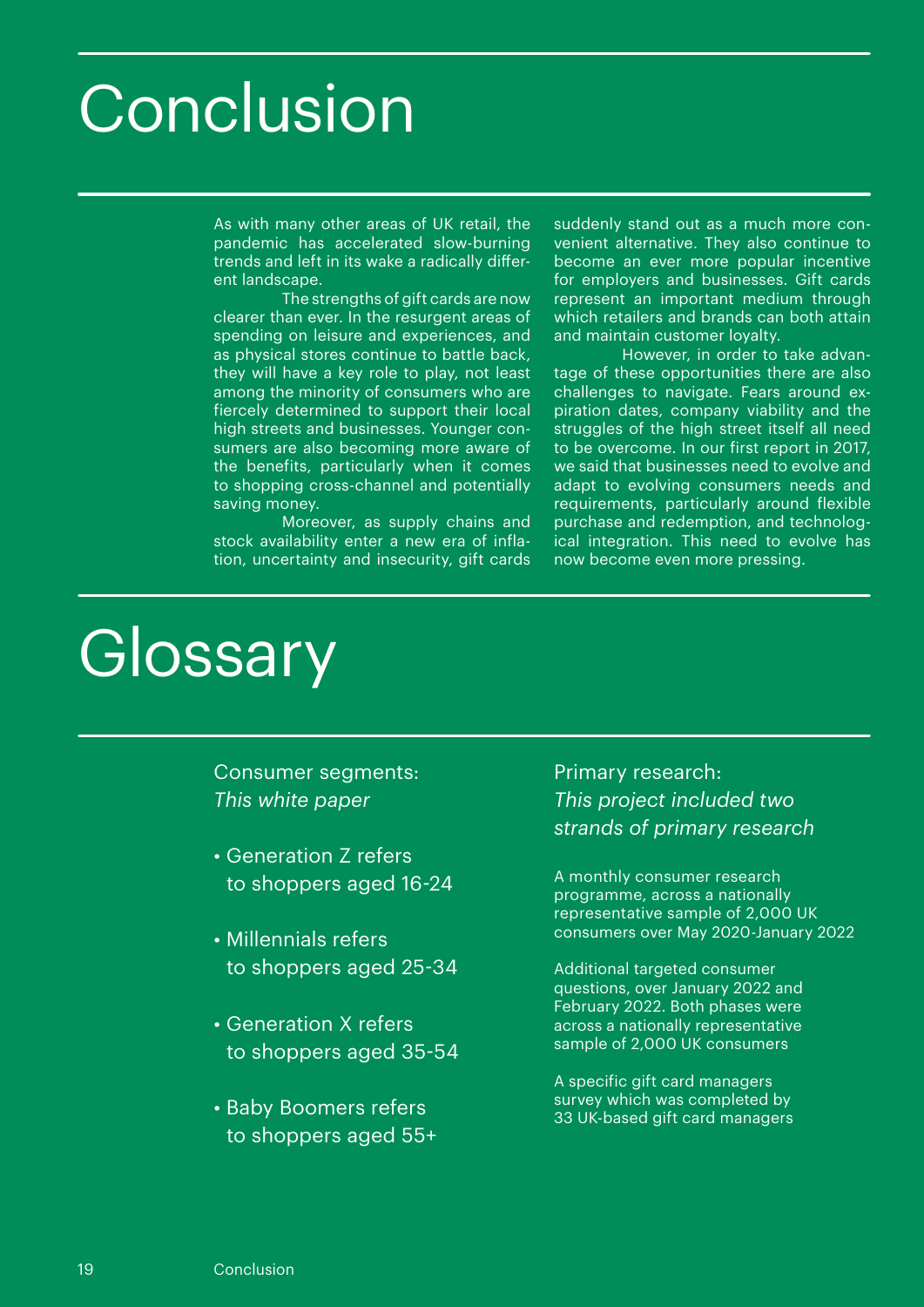# Conclusion

As with many other areas of UK retail, the pandemic has accelerated slow-burning trends and left in its wake a radically different landscape.

The strengths of gift cards are now clearer than ever. In the resurgent areas of spending on leisure and experiences, and as physical stores continue to battle back, they will have a key role to play, not least among the minority of consumers who are fiercely determined to support their local high streets and businesses. Younger consumers are also becoming more aware of the benefits, particularly when it comes to shopping cross-channel and potentially saving money.

Moreover, as supply chains and stock availability enter a new era of inflation, uncertainty and insecurity, gift cards suddenly stand out as a much more convenient alternative. They also continue to become an ever more popular incentive for employers and businesses. Gift cards represent an important medium through which retailers and brands can both attain and maintain customer loyalty.

However, in order to take advantage of these opportunities there are also challenges to navigate. Fears around expiration dates, company viability and the struggles of the high street itself all need to be overcome. In our first report in 2017, we said that businesses need to evolve and adapt to evolving consumers needs and requirements, particularly around flexible purchase and redemption, and technological integration. This need to evolve has now become even more pressing.

# Glossary

Consumer segments:
*This white paper*

- Generation Z refers to shoppers aged 16-24
- Millennials refers to shoppers aged 25-34
- Generation X refers to shoppers aged 35-54
- Baby Boomers refers to shoppers aged 55+

Primary research:
*This project included two strands of primary research*

A monthly consumer research programme, across a nationally representative sample of 2,000 UK consumers over May 2020-January 2022

Additional targeted consumer questions, over January 2022 and February 2022. Both phases were across a nationally representative sample of 2,000 UK consumers

A specific gift card managers survey which was completed by 33 UK-based gift card managers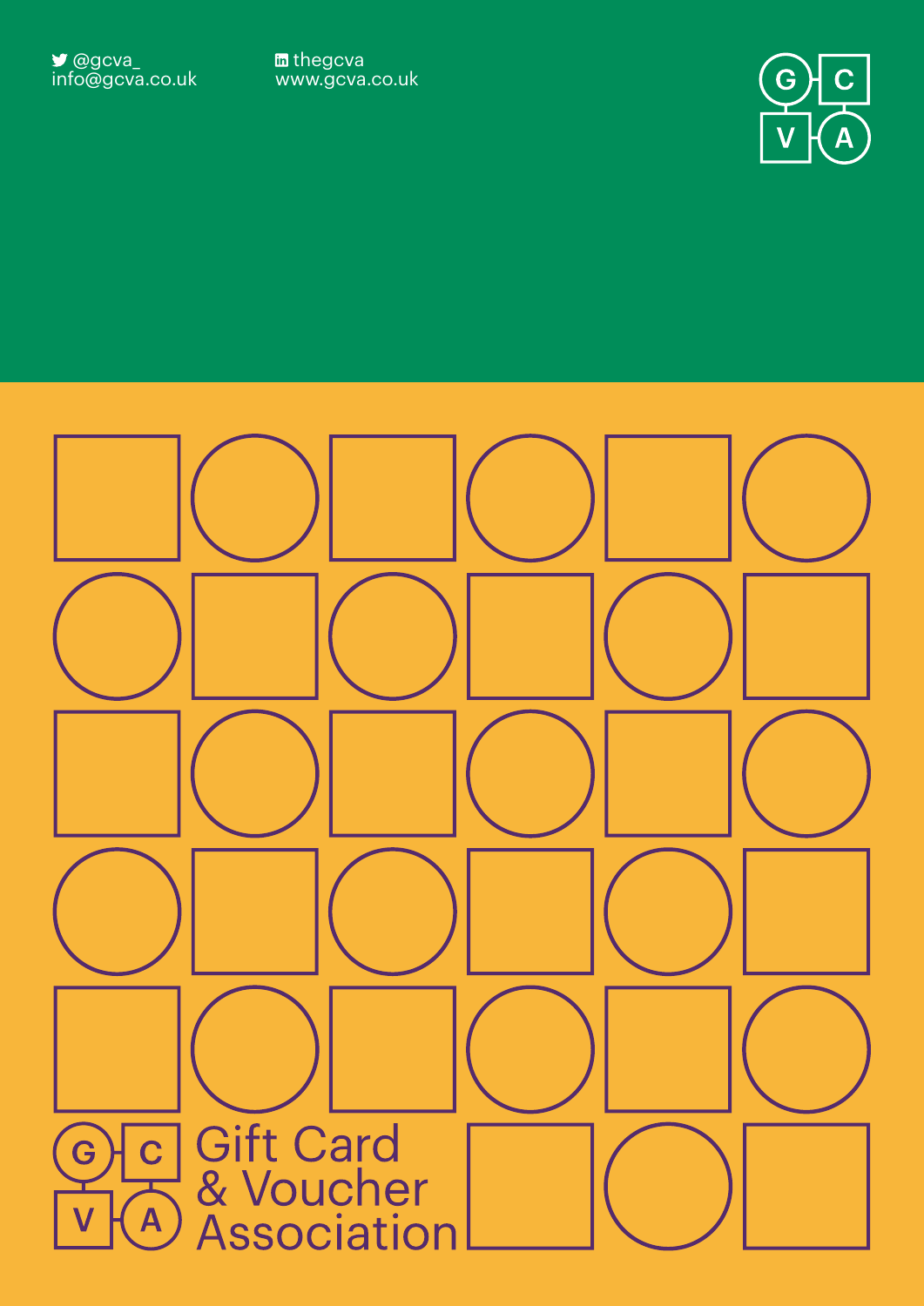@gcva_
info@gcva.co.uk

thegcva
www.gcva.co.uk

Gift Card
& Voucher
Association